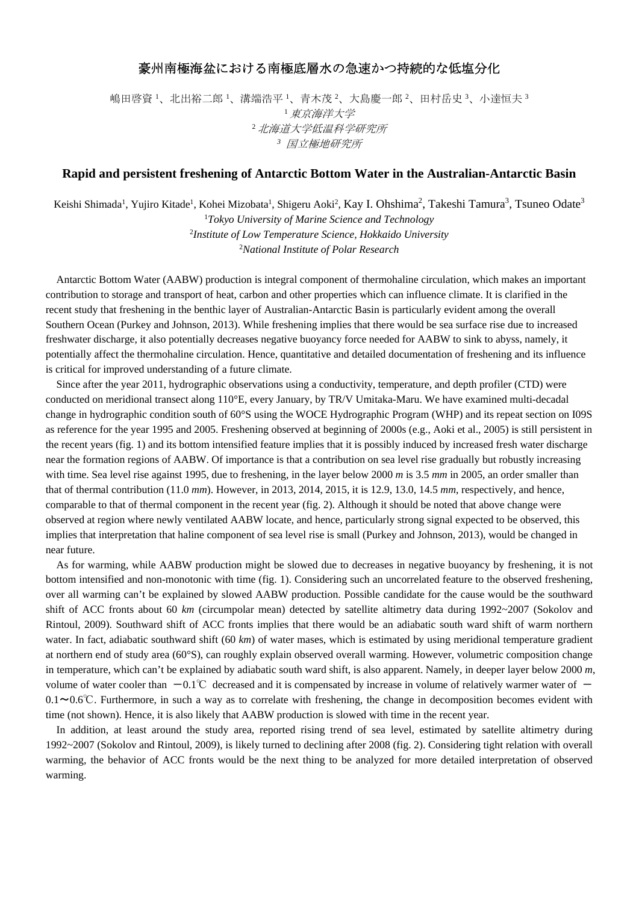# 豪州南極海盆における南極底層水の急速かつ持続的な低塩分化

嶋田啓資[1]、北出裕二郎[1]、溝端浩平[1]、青木茂[2]、大島慶一郎[2]、田村岳史[3]、小達恒夫[3]

[1] *東京海洋大学*

[2] *北海道大学低温科学研究所*

[3] *国立極地研究所*

## Rapid and persistent freshening of Antarctic Bottom Water in the Australian-Antarctic Basin

Keishi Shimada[1], Yujiro Kitade[1], Kohei Mizobata[1], Shigeru Aoki[2], Kay I. Ohshima[2], Takeshi Tamura[3], Tsuneo Odate[3]

[1]*Tokyo University of Marine Science and Technology*

[2]*Institute of Low Temperature Science, Hokkaido University*

[2]*National Institute of Polar Research*

Antarctic Bottom Water (AABW) production is integral component of thermohaline circulation, which makes an important contribution to storage and transport of heat, carbon and other properties which can influence climate. It is clarified in the recent study that freshening in the benthic layer of Australian-Antarctic Basin is particularly evident among the overall Southern Ocean (Purkey and Johnson, 2013). While freshening implies that there would be sea surface rise due to increased freshwater discharge, it also potentially decreases negative buoyancy force needed for AABW to sink to abyss, namely, it potentially affect the thermohaline circulation. Hence, quantitative and detailed documentation of freshening and its influence is critical for improved understanding of a future climate.

Since after the year 2011, hydrographic observations using a conductivity, temperature, and depth profiler (CTD) were conducted on meridional transect along 110°E, every January, by TR/V Umitaka-Maru. We have examined multi-decadal change in hydrographic condition south of 60°S using the WOCE Hydrographic Program (WHP) and its repeat section on I09S as reference for the year 1995 and 2005. Freshening observed at beginning of 2000s (e.g., Aoki et al., 2005) is still persistent in the recent years (fig. 1) and its bottom intensified feature implies that it is possibly induced by increased fresh water discharge near the formation regions of AABW. Of importance is that a contribution on sea level rise gradually but robustly increasing with time. Sea level rise against 1995, due to freshening, in the layer below 2000 *m* is 3.5 *mm* in 2005, an order smaller than that of thermal contribution (11.0 *mm*). However, in 2013, 2014, 2015, it is 12.9, 13.0, 14.5 *mm*, respectively, and hence, comparable to that of thermal component in the recent year (fig. 2). Although it should be noted that above change were observed at region where newly ventilated AABW locate, and hence, particularly strong signal expected to be observed, this implies that interpretation that haline component of sea level rise is small (Purkey and Johnson, 2013), would be changed in near future.

As for warming, while AABW production might be slowed due to decreases in negative buoyancy by freshening, it is not bottom intensified and non-monotonic with time (fig. 1). Considering such an uncorrelated feature to the observed freshening, over all warming can't be explained by slowed AABW production. Possible candidate for the cause would be the southward shift of ACC fronts about 60 *km* (circumpolar mean) detected by satellite altimetry data during 1992~2007 (Sokolov and Rintoul, 2009). Southward shift of ACC fronts implies that there would be an adiabatic south ward shift of warm northern water. In fact, adiabatic southward shift (60 *km*) of water mases, which is estimated by using meridional temperature gradient at northern end of study area (60°S), can roughly explain observed overall warming. However, volumetric composition change in temperature, which can't be explained by adiabatic south ward shift, is also apparent. Namely, in deeper layer below 2000 *m*, volume of water cooler than −0.1℃ decreased and it is compensated by increase in volume of relatively warmer water of −0.1〜0.6℃. Furthermore, in such a way as to correlate with freshening, the change in decomposition becomes evident with time (not shown). Hence, it is also likely that AABW production is slowed with time in the recent year.

In addition, at least around the study area, reported rising trend of sea level, estimated by satellite altimetry during 1992~2007 (Sokolov and Rintoul, 2009), is likely turned to declining after 2008 (fig. 2). Considering tight relation with overall warming, the behavior of ACC fronts would be the next thing to be analyzed for more detailed interpretation of observed warming.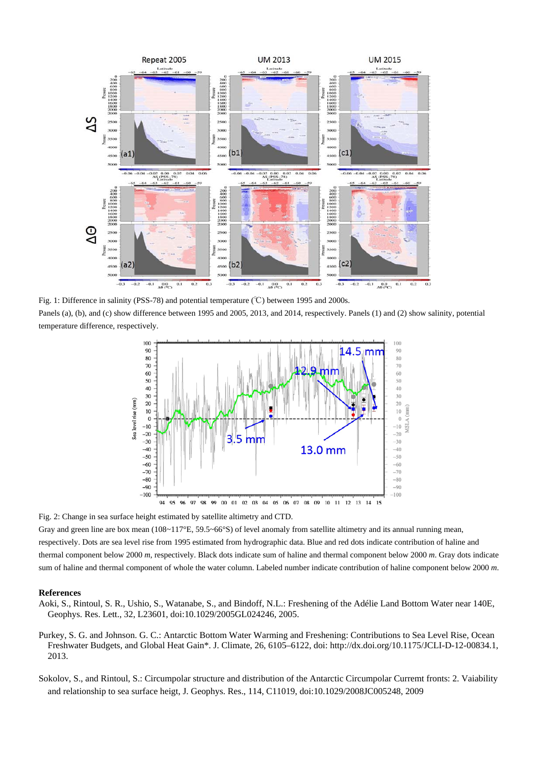Repeat 2005

UM 2013

UM 2015

ΔS

ΔΘ

(a1)

(b1)

(c1)

(a2)

(b2)

(c2)

Fig. 1: Difference in salinity (PSS-78) and potential temperature (℃) between 1995 and 2000s.

Panels (a), (b), and (c) show difference between 1995 and 2005, 2013, and 2014, respectively. Panels (1) and (2) show salinity, potential temperature difference, respectively.

14.5 mm

12.9 mm

3.5 mm

13.0 mm

Sea level rise (mm)

MSLA (mm)

Fig. 2: Change in sea surface height estimated by satellite altimetry and CTD.

Gray and green line are box mean (108~117°E, 59.5~66°S) of level anomaly from satellite altimetry and its annual running mean, respectively. Dots are sea level rise from 1995 estimated from hydrographic data. Blue and red dots indicate contribution of haline and thermal component below 2000 *m*, respectively. Black dots indicate sum of haline and thermal component below 2000 *m*. Gray dots indicate sum of haline and thermal component of whole the water column. Labeled number indicate contribution of haline component below 2000 *m*.

## References

Aoki, S., Rintoul, S. R., Ushio, S., Watanabe, S., and Bindoff, N.L.: Freshening of the Adélie Land Bottom Water near 140E, Geophys. Res. Lett., 32, L23601, doi:10.1029/2005GL024246, 2005.

Purkey, S. G. and Johnson. G. C.: Antarctic Bottom Water Warming and Freshening: Contributions to Sea Level Rise, Ocean Freshwater Budgets, and Global Heat Gain*. J. Climate, 26, 6105–6122, doi: http://dx.doi.org/10.1175/JCLI-D-12-00834.1, 2013.

Sokolov, S., and Rintoul, S.: Circumpolar structure and distribution of the Antarctic Circumpolar Curremt fronts: 2. Vaiability and relationship to sea surface heigt, J. Geophys. Res., 114, C11019, doi:10.1029/2008JC005248, 2009